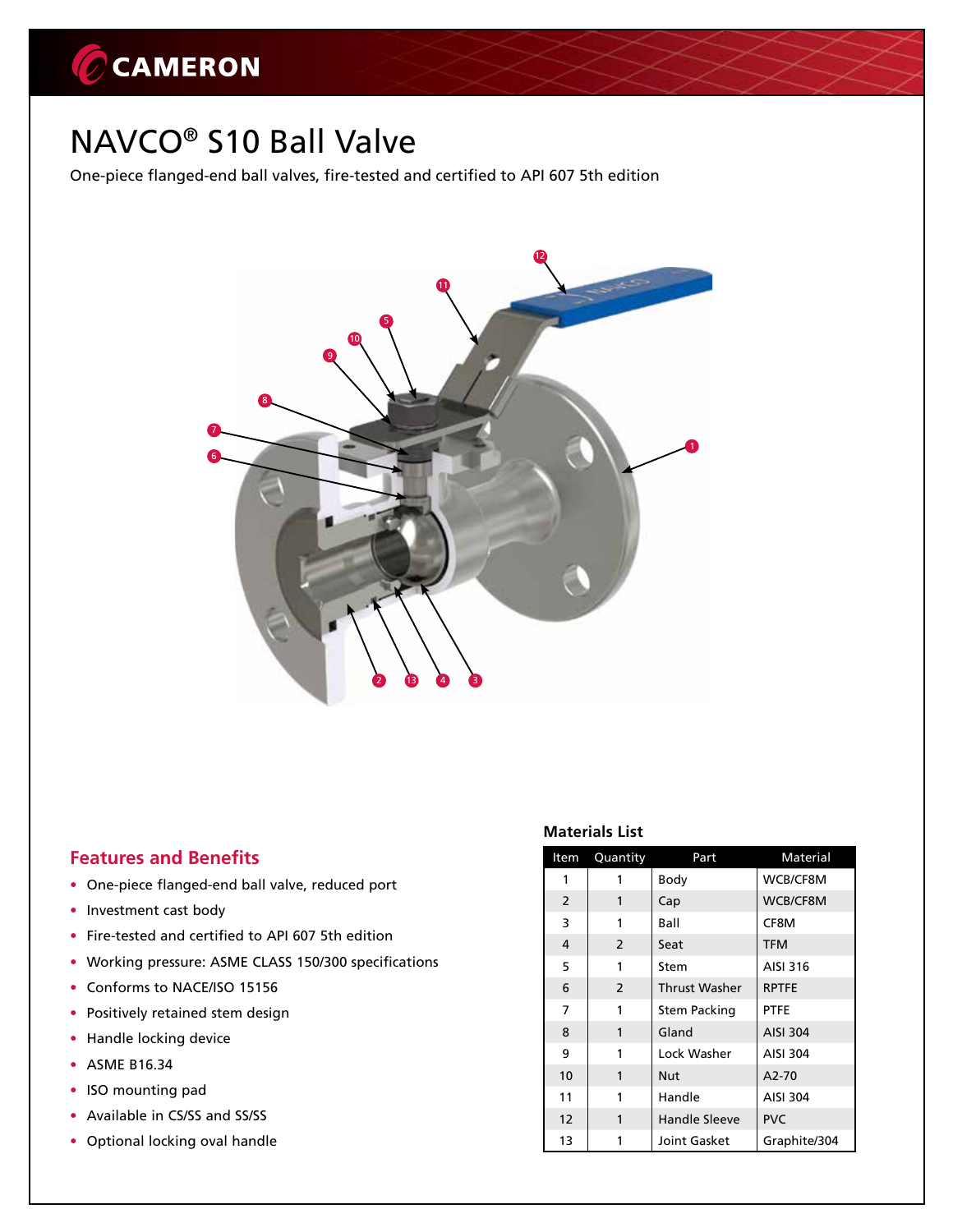# NAVCO® S10 Ball Valve

One-piece flanged-end ball valves, fire-tested and certified to API 607 5th edition

## Features and Benefits

- One-piece flanged-end ball valve, reduced port
- Investment cast body
- Fire-tested and certified to API 607 5th edition
- Working pressure: ASME CLASS 150/300 specifications
- Conforms to NACE/ISO 15156
- Positively retained stem design
- Handle locking device
- ASME B16.34
- ISO mounting pad
- Available in CS/SS and SS/SS
- Optional locking oval handle

### Materials List

| Item | Quantity | Part | Material |
|---|---|---|---|
| 1 | 1 | Body | WCB/CF8M |
| 2 | 1 | Cap | WCB/CF8M |
| 3 | 1 | Ball | CF8M |
| 4 | 2 | Seat | TFM |
| 5 | 1 | Stem | AISI 316 |
| 6 | 2 | Thrust Washer | RPTFE |
| 7 | 1 | Stem Packing | PTFE |
| 8 | 1 | Gland | AISI 304 |
| 9 | 1 | Lock Washer | AISI 304 |
| 10 | 1 | Nut | A2-70 |
| 11 | 1 | Handle | AISI 304 |
| 12 | 1 | Handle Sleeve | PVC |
| 13 | 1 | Joint Gasket | Graphite/304 |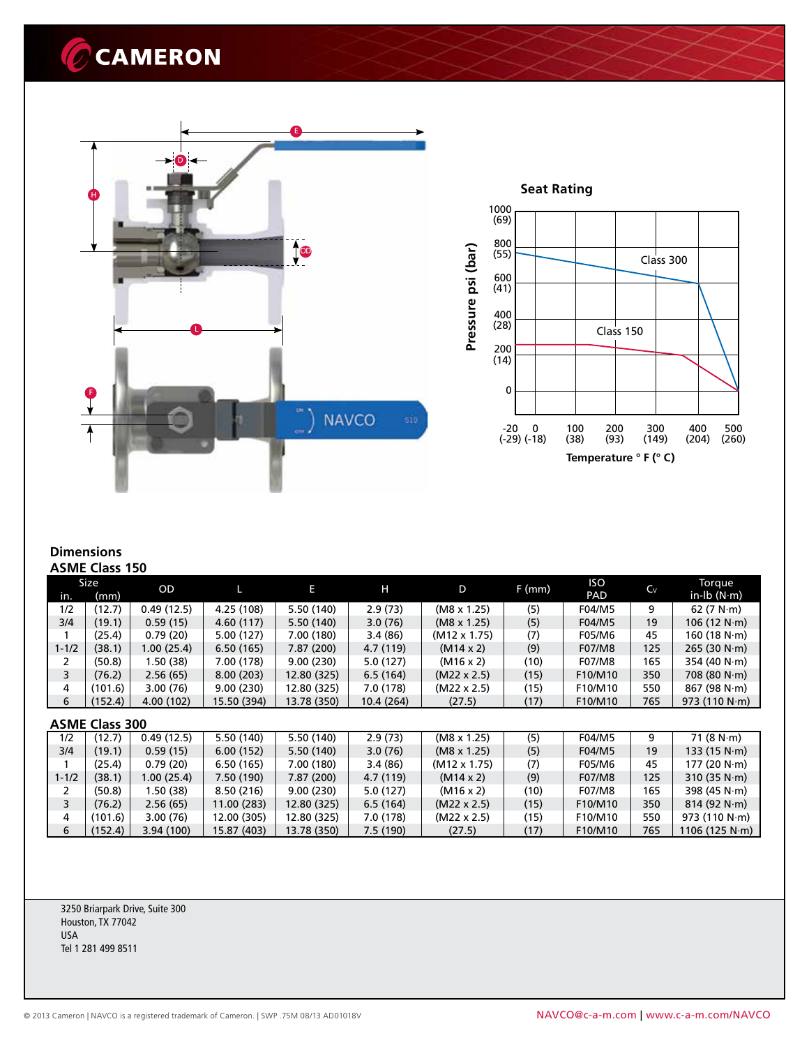Seat Rating

Pressure psi (bar)

1000 (69)
800 (55)
600 (41)
400 (28)
200 (14)
0

Class 300
Class 150

-20 (-29)
0 (-18)
100 (38)
200 (93)
300 (149)
400 (204)
500 (260)

Temperature ° F (° C)

## Dimensions

### ASME Class 150

| Size in. | (mm) | OD | L | E | H | D | F (mm) | ISO PAD | Cv | Torque in-lb (N·m) |
|---|---|---|---|---|---|---|---|---|---|---|
| 1/2 | (12.7) | 0.49 (12.5) | 4.25 (108) | 5.50 (140) | 2.9 (73) | (M8 x 1.25) | (5) | F04/M5 | 9 | 62 (7 N·m) |
| 3/4 | (19.1) | 0.59 (15) | 4.60 (117) | 5.50 (140) | 3.0 (76) | (M8 x 1.25) | (5) | F04/M5 | 19 | 106 (12 N·m) |
| 1 | (25.4) | 0.79 (20) | 5.00 (127) | 7.00 (180) | 3.4 (86) | (M12 x 1.75) | (7) | F05/M6 | 45 | 160 (18 N·m) |
| 1-1/2 | (38.1) | 1.00 (25.4) | 6.50 (165) | 7.87 (200) | 4.7 (119) | (M14 x 2) | (9) | F07/M8 | 125 | 265 (30 N·m) |
| 2 | (50.8) | 1.50 (38) | 7.00 (178) | 9.00 (230) | 5.0 (127) | (M16 x 2) | (10) | F07/M8 | 165 | 354 (40 N·m) |
| 3 | (76.2) | 2.56 (65) | 8.00 (203) | 12.80 (325) | 6.5 (164) | (M22 x 2.5) | (15) | F10/M10 | 350 | 708 (80 N·m) |
| 4 | (101.6) | 3.00 (76) | 9.00 (230) | 12.80 (325) | 7.0 (178) | (M22 x 2.5) | (15) | F10/M10 | 550 | 867 (98 N·m) |
| 6 | (152.4) | 4.00 (102) | 15.50 (394) | 13.78 (350) | 10.4 (264) | (27.5) | (17) | F10/M10 | 765 | 973 (110 N·m) |

### ASME Class 300

| Size in. | (mm) | OD | L | E | H | D | F (mm) | ISO PAD | Cv | Torque in-lb (N·m) |
|---|---|---|---|---|---|---|---|---|---|---|
| 1/2 | (12.7) | 0.49 (12.5) | 5.50 (140) | 5.50 (140) | 2.9 (73) | (M8 x 1.25) | (5) | F04/M5 | 9 | 71 (8 N·m) |
| 3/4 | (19.1) | 0.59 (15) | 6.00 (152) | 5.50 (140) | 3.0 (76) | (M8 x 1.25) | (5) | F04/M5 | 19 | 133 (15 N·m) |
| 1 | (25.4) | 0.79 (20) | 6.50 (165) | 7.00 (180) | 3.4 (86) | (M12 x 1.75) | (7) | F05/M6 | 45 | 177 (20 N·m) |
| 1-1/2 | (38.1) | 1.00 (25.4) | 7.50 (190) | 7.87 (200) | 4.7 (119) | (M14 x 2) | (9) | F07/M8 | 125 | 310 (35 N·m) |
| 2 | (50.8) | 1.50 (38) | 8.50 (216) | 9.00 (230) | 5.0 (127) | (M16 x 2) | (10) | F07/M8 | 165 | 398 (45 N·m) |
| 3 | (76.2) | 2.56 (65) | 11.00 (283) | 12.80 (325) | 6.5 (164) | (M22 x 2.5) | (15) | F10/M10 | 350 | 814 (92 N·m) |
| 4 | (101.6) | 3.00 (76) | 12.00 (305) | 12.80 (325) | 7.0 (178) | (M22 x 2.5) | (15) | F10/M10 | 550 | 973 (110 N·m) |
| 6 | (152.4) | 3.94 (100) | 15.87 (403) | 13.78 (350) | 7.5 (190) | (27.5) | (17) | F10/M10 | 765 | 1106 (125 N·m) |

3250 Briarpark Drive, Suite 300
Houston, TX 77042
USA
Tel 1 281 499 8511

© 2013 Cameron | NAVCO is a registered trademark of Cameron. | SWP .75M 08/13 AD01018V

NAVCO@c-a-m.com | www.c-a-m.com/NAVCO